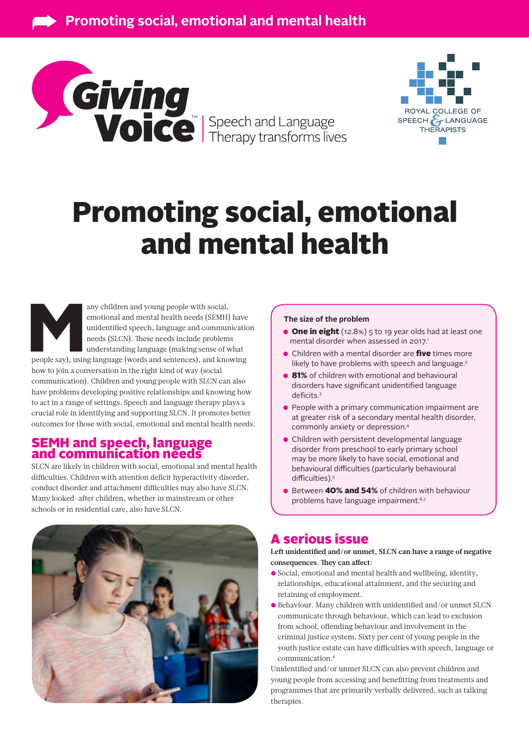Giving Voice™ | Speech and Language Therapy transforms lives

ROYAL COLLEGE OF SPEECH & LANGUAGE THERAPISTS

# Promoting social, emotional and mental health

Many children and young people with social, emotional and mental health needs (SEMH) have unidentified speech, language and communication needs (SLCN). These needs include problems understanding language (making sense of what people say), using language (words and sentences), and knowing how to join a conversation in the right kind of way (social communication). Children and young people with SLCN can also have problems developing positive relationships and knowing how to act in a range of settings. Speech and language therapy plays a crucial role in identifying and supporting SLCN. It promotes better outcomes for those with social, emotional and mental health needs.

## SEMH and speech, language and communication needs

SLCN are likely in children with social, emotional and mental health difficulties. Children with attention deficit hyperactivity disorder, conduct disorder and attachment difficulties may also have SLCN. Many looked-after children, whether in mainstream or other schools or in residential care, also have SLCN.

### The size of the problem

- **One in eight** (12.8%) 5 to 19 year olds had at least one mental disorder when assessed in 2017.[1]
- Children with a mental disorder are **five** times more likely to have problems with speech and language.[2]
- **81%** of children with emotional and behavioural disorders have significant unidentified language deficits.[3]
- People with a primary communication impairment are at greater risk of a secondary mental health disorder, commonly anxiety or depression.[4]
- Children with persistent developmental language disorder from preschool to early primary school may be more likely to have social, emotional and behavioural difficulties (particularly behavioural difficulties).[5]
- Between **40% and 54%** of children with behaviour problems have language impairment.[6,7]

## A serious issue

**Left unidentified and/or unmet, SLCN can have a range of negative consequences. They can affect:**

- Social, emotional and mental health and wellbeing, identity, relationships, educational attainment, and the securing and retaining of employment.
- Behaviour. Many children with unidentified and/or unmet SLCN communicate through behaviour, which can lead to exclusion from school, offending behaviour and involvement in the criminal justice system. Sixty per cent of young people in the youth justice estate can have difficulties with speech, language or communication.[8]

Unidentified and/or unmet SLCN can also prevent children and young people from accessing and benefitting from treatments and programmes that are primarily verbally delivered, such as talking therapies.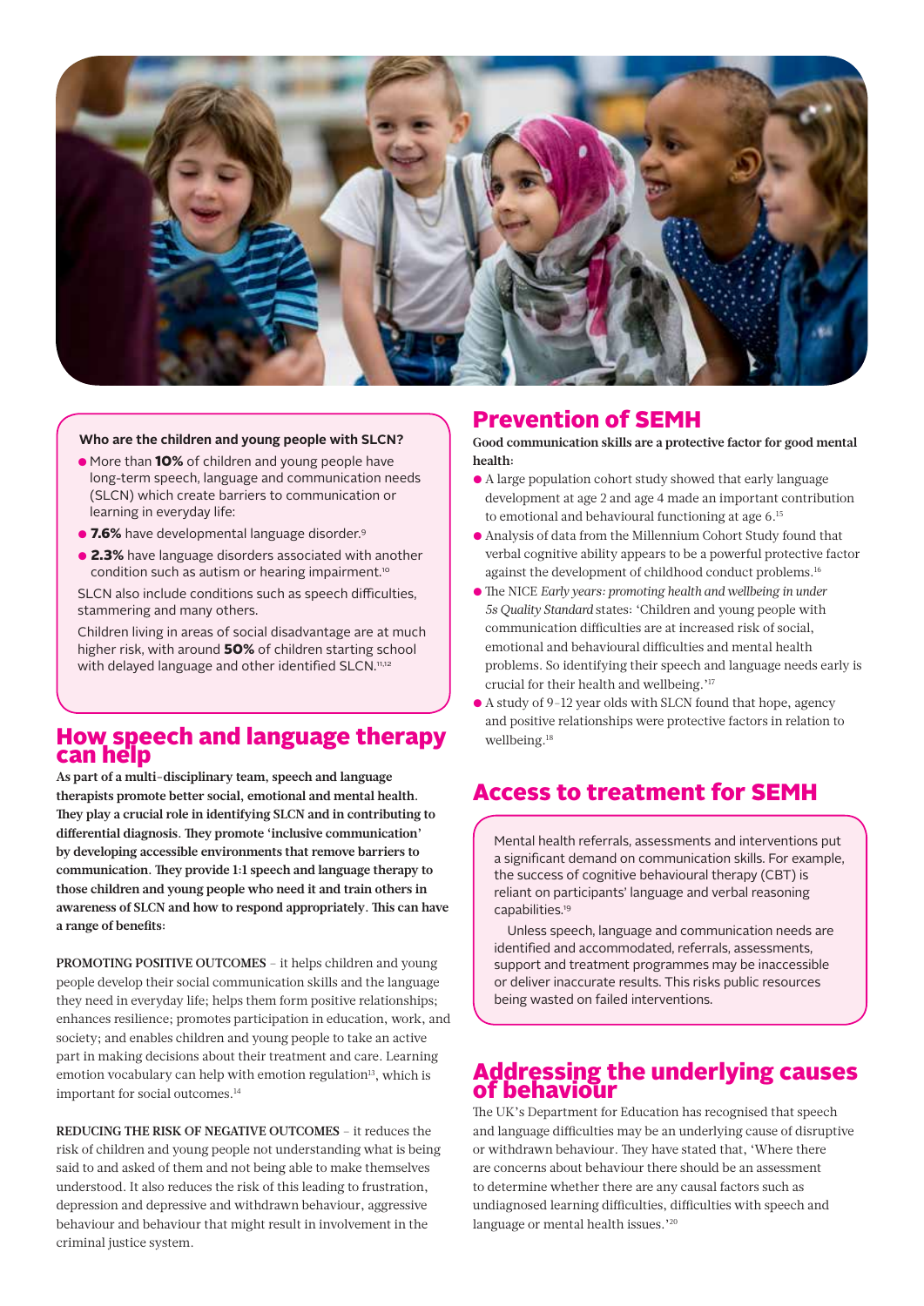**Who are the children and young people with SLCN?**

- More than **10%** of children and young people have long-term speech, language and communication needs (SLCN) which create barriers to communication or learning in everyday life:
- **7.6%** have developmental language disorder.[9]
- **2.3%** have language disorders associated with another condition such as autism or hearing impairment.[10]

SLCN also include conditions such as speech difficulties, stammering and many others.

Children living in areas of social disadvantage are at much higher risk, with around **50%** of children starting school with delayed language and other identified SLCN.[11,12]

## How speech and language therapy can help

**As part of a multi-disciplinary team, speech and language therapists promote better social, emotional and mental health. They play a crucial role in identifying SLCN and in contributing to differential diagnosis. They promote 'inclusive communication' by developing accessible environments that remove barriers to communication. They provide 1:1 speech and language therapy to those children and young people who need it and train others in awareness of SLCN and how to respond appropriately. This can have a range of benefits:**

PROMOTING POSITIVE OUTCOMES – it helps children and young people develop their social communication skills and the language they need in everyday life; helps them form positive relationships; enhances resilience; promotes participation in education, work, and society; and enables children and young people to take an active part in making decisions about their treatment and care. Learning emotion vocabulary can help with emotion regulation[13], which is important for social outcomes.[14]

REDUCING THE RISK OF NEGATIVE OUTCOMES – it reduces the risk of children and young people not understanding what is being said to and asked of them and not being able to make themselves understood. It also reduces the risk of this leading to frustration, depression and depressive and withdrawn behaviour, aggressive behaviour and behaviour that might result in involvement in the criminal justice system.

## Prevention of SEMH

**Good communication skills are a protective factor for good mental health:**

- A large population cohort study showed that early language development at age 2 and age 4 made an important contribution to emotional and behavioural functioning at age 6.[15]
- Analysis of data from the Millennium Cohort Study found that verbal cognitive ability appears to be a powerful protective factor against the development of childhood conduct problems.[16]
- The NICE *Early years: promoting health and wellbeing in under 5s Quality Standard* states: 'Children and young people with communication difficulties are at increased risk of social, emotional and behavioural difficulties and mental health problems. So identifying their speech and language needs early is crucial for their health and wellbeing.'[17]
- A study of 9–12 year olds with SLCN found that hope, agency and positive relationships were protective factors in relation to wellbeing.[18]

## Access to treatment for SEMH

Mental health referrals, assessments and interventions put a significant demand on communication skills. For example, the success of cognitive behavioural therapy (CBT) is reliant on participants' language and verbal reasoning capabilities.[19]

Unless speech, language and communication needs are identified and accommodated, referrals, assessments, support and treatment programmes may be inaccessible or deliver inaccurate results. This risks public resources being wasted on failed interventions.

## Addressing the underlying causes of behaviour

The UK's Department for Education has recognised that speech and language difficulties may be an underlying cause of disruptive or withdrawn behaviour. They have stated that, 'Where there are concerns about behaviour there should be an assessment to determine whether there are any causal factors such as undiagnosed learning difficulties, difficulties with speech and language or mental health issues.'[20]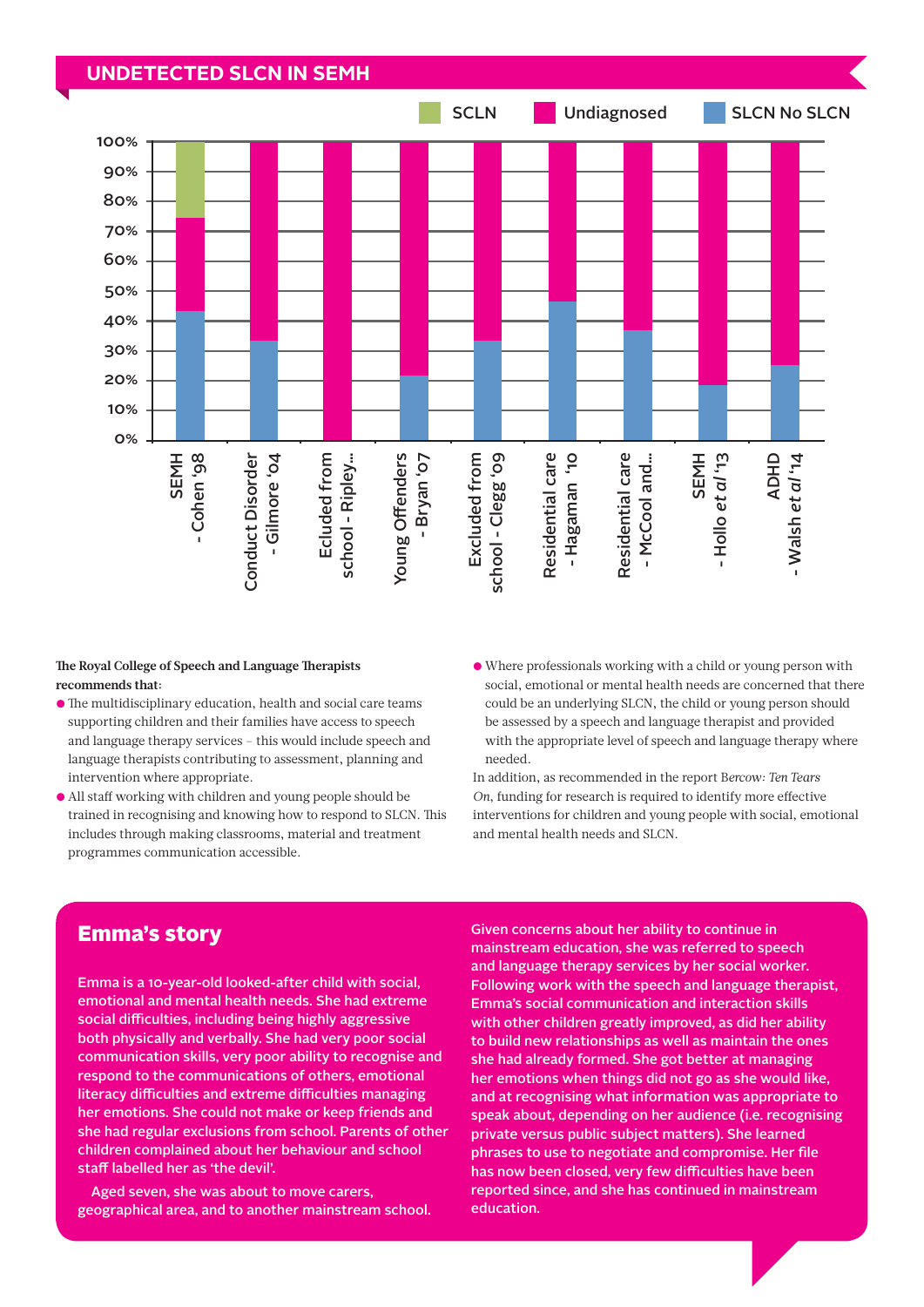## UNDETECTED SLCN IN SEMH

SCLN | Undiagnosed | SLCN No SLCN

100% | 90% | 80% | 70% | 60% | 50% | 40% | 30% | 20% | 10% | 0%

SEMH - Cohen '98 | Conduct Disorder - Gilmore '04 | Ecluded from school - Ripley... | Young Offenders - Bryan '07 | Excluded from school - Clegg '09 | Residential care - Hagaman '10 | Residential care - McCool and... | SEMH - Hollo *et al* '13 | ADHD - Walsh *et al* '14

**The Royal College of Speech and Language Therapists recommends that:**

- The multidisciplinary education, health and social care teams supporting children and their families have access to speech and language therapy services – this would include speech and language therapists contributing to assessment, planning and intervention where appropriate.
- All staff working with children and young people should be trained in recognising and knowing how to respond to SLCN. This includes through making classrooms, material and treatment programmes communication accessible.
- Where professionals working with a child or young person with social, emotional or mental health needs are concerned that there could be an underlying SLCN, the child or young person should be assessed by a speech and language therapist and provided with the appropriate level of speech and language therapy where needed.

In addition, as recommended in the report *Bercow: Ten Tears On*, funding for research is required to identify more effective interventions for children and young people with social, emotional and mental health needs and SLCN.

## Emma's story

Emma is a 10-year-old looked-after child with social, emotional and mental health needs. She had extreme social difficulties, including being highly aggressive both physically and verbally. She had very poor social communication skills, very poor ability to recognise and respond to the communications of others, emotional literacy difficulties and extreme difficulties managing her emotions. She could not make or keep friends and she had regular exclusions from school. Parents of other children complained about her behaviour and school staff labelled her as 'the devil'.

Aged seven, she was about to move carers, geographical area, and to another mainstream school. Given concerns about her ability to continue in mainstream education, she was referred to speech and language therapy services by her social worker. Following work with the speech and language therapist, Emma's social communication and interaction skills with other children greatly improved, as did her ability to build new relationships as well as maintain the ones she had already formed. She got better at managing her emotions when things did not go as she would like, and at recognising what information was appropriate to speak about, depending on her audience (i.e. recognising private versus public subject matters). She learned phrases to use to negotiate and compromise. Her file has now been closed, very few difficulties have been reported since, and she has continued in mainstream education.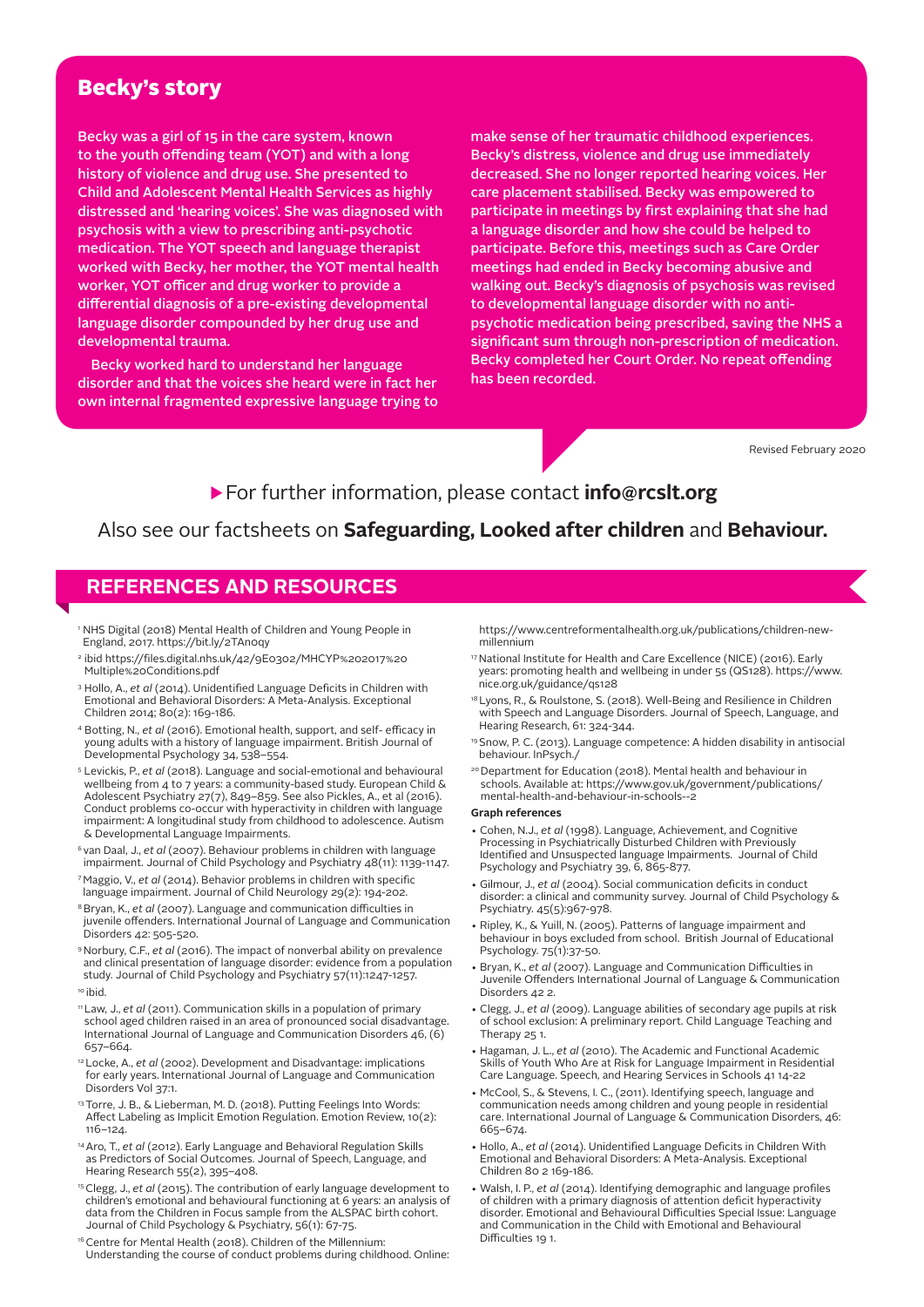## Becky's story

Becky was a girl of 15 in the care system, known to the youth offending team (YOT) and with a long history of violence and drug use. She presented to Child and Adolescent Mental Health Services as highly distressed and 'hearing voices'. She was diagnosed with psychosis with a view to prescribing anti-psychotic medication. The YOT speech and language therapist worked with Becky, her mother, the YOT mental health worker, YOT officer and drug worker to provide a differential diagnosis of a pre-existing developmental language disorder compounded by her drug use and developmental trauma.

Becky worked hard to understand her language disorder and that the voices she heard were in fact her own internal fragmented expressive language trying to make sense of her traumatic childhood experiences. Becky's distress, violence and drug use immediately decreased. She no longer reported hearing voices. Her care placement stabilised. Becky was empowered to participate in meetings by first explaining that she had a language disorder and how she could be helped to participate. Before this, meetings such as Care Order meetings had ended in Becky becoming abusive and walking out. Becky's diagnosis of psychosis was revised to developmental language disorder with no anti-psychotic medication being prescribed, saving the NHS a significant sum through non-prescription of medication. Becky completed her Court Order. No repeat offending has been recorded.

Revised February 2020

▶ For further information, please contact **info@rcslt.org**

Also see our factsheets on **Safeguarding, Looked after children** and **Behaviour.**

## REFERENCES AND RESOURCES

[1] NHS Digital (2018) Mental Health of Children and Young People in England, 2017. https://bit.ly/2TAnoqy

[2] ibid https://files.digital.nhs.uk/42/9E0302/MHCYP%202017%20 Multiple%20Conditions.pdf

[3] Hollo, A., *et al* (2014). Unidentified Language Deficits in Children with Emotional and Behavioral Disorders: A Meta-Analysis. Exceptional Children 2014; 80(2): 169-186.

[4] Botting, N., *et al* (2016). Emotional health, support, and self- efficacy in young adults with a history of language impairment. British Journal of Developmental Psychology 34, 538–554.

[5] Levickis, P., *et al* (2018). Language and social-emotional and behavioural wellbeing from 4 to 7 years: a community-based study. European Child & Adolescent Psychiatry 27(7), 849–859. See also Pickles, A., et al (2016). Conduct problems co-occur with hyperactivity in children with language impairment: A longitudinal study from childhood to adolescence. Autism & Developmental Language Impairments.

[6] van Daal, J., *et al* (2007). Behaviour problems in children with language impairment. Journal of Child Psychology and Psychiatry 48(11): 1139-1147.

[7] Maggio, V., *et al* (2014). Behavior problems in children with specific language impairment. Journal of Child Neurology 29(2): 194-202.

[8] Bryan, K., *et al* (2007). Language and communication difficulties in juvenile offenders. International Journal of Language and Communication Disorders 42: 505-520.

[9] Norbury, C.F., *et al* (2016). The impact of nonverbal ability on prevalence and clinical presentation of language disorder: evidence from a population study. Journal of Child Psychology and Psychiatry 57(11):1247-1257.

[10] ibid.

[11] Law, J., *et al* (2011). Communication skills in a population of primary school aged children raised in an area of pronounced social disadvantage. International Journal of Language and Communication Disorders 46, (6) 657–664.

[12] Locke, A., *et al* (2002). Development and Disadvantage: implications for early years. International Journal of Language and Communication Disorders Vol 37:1.

[13] Torre, J. B., & Lieberman, M. D. (2018). Putting Feelings Into Words: Affect Labeling as Implicit Emotion Regulation. Emotion Review, 10(2): 116–124.

[14] Aro, T., *et al* (2012). Early Language and Behavioral Regulation Skills as Predictors of Social Outcomes. Journal of Speech, Language, and Hearing Research 55(2), 395–408.

[15] Clegg, J., *et al* (2015). The contribution of early language development to children's emotional and behavioural functioning at 6 years: an analysis of data from the Children in Focus sample from the ALSPAC birth cohort. Journal of Child Psychology & Psychiatry, 56(1): 67-75.

[16] Centre for Mental Health (2018). Children of the Millennium: Understanding the course of conduct problems during childhood. Online: https://www.centreformentalhealth.org.uk/publications/children-new-millennium

[17] National Institute for Health and Care Excellence (NICE) (2016). Early years: promoting health and wellbeing in under 5s (QS128). https://www.nice.org.uk/guidance/qs128

[18] Lyons, R., & Roulstone, S. (2018). Well-Being and Resilience in Children with Speech and Language Disorders. Journal of Speech, Language, and Hearing Research, 61: 324-344.

[19] Snow, P. C. (2013). Language competence: A hidden disability in antisocial behaviour. InPsych./

[20] Department for Education (2018). Mental health and behaviour in schools. Available at: https://www.gov.uk/government/publications/mental-health-and-behaviour-in-schools--2

**Graph references**

- Cohen, N.J., *et al* (1998). Language, Achievement, and Cognitive Processing in Psychiatrically Disturbed Children with Previously Identified and Unsuspected language Impairments. Journal of Child Psychology and Psychiatry 39, 6, 865-877.
- Gilmour, J., *et al* (2004). Social communication deficits in conduct disorder: a clinical and community survey. Journal of Child Psychology & Psychiatry. 45(5):967-978.
- Ripley, K., & Yuill, N. (2005). Patterns of language impairment and behaviour in boys excluded from school. British Journal of Educational Psychology. 75(1):37-50.
- Bryan, K., *et al* (2007). Language and Communication Difficulties in Juvenile Offenders International Journal of Language & Communication Disorders 42 2.
- Clegg, J., *et al* (2009). Language abilities of secondary age pupils at risk of school exclusion: A preliminary report. Child Language Teaching and Therapy 25 1.
- Hagaman, J. L., *et al* (2010). The Academic and Functional Academic Skills of Youth Who Are at Risk for Language Impairment in Residential Care Language. Speech, and Hearing Services in Schools 41 14-22
- McCool, S., & Stevens, I. C., (2011). Identifying speech, language and communication needs among children and young people in residential care. International Journal of Language & Communication Disorders, 46: 665–674.
- Hollo, A., *et al* (2014). Unidentified Language Deficits in Children With Emotional and Behavioral Disorders: A Meta-Analysis. Exceptional Children 80 2 169-186.
- Walsh, I. P., *et al* (2014). Identifying demographic and language profiles of children with a primary diagnosis of attention deficit hyperactivity disorder. Emotional and Behavioural Difficulties Special Issue: Language and Communication in the Child with Emotional and Behavioural Difficulties 19 1.